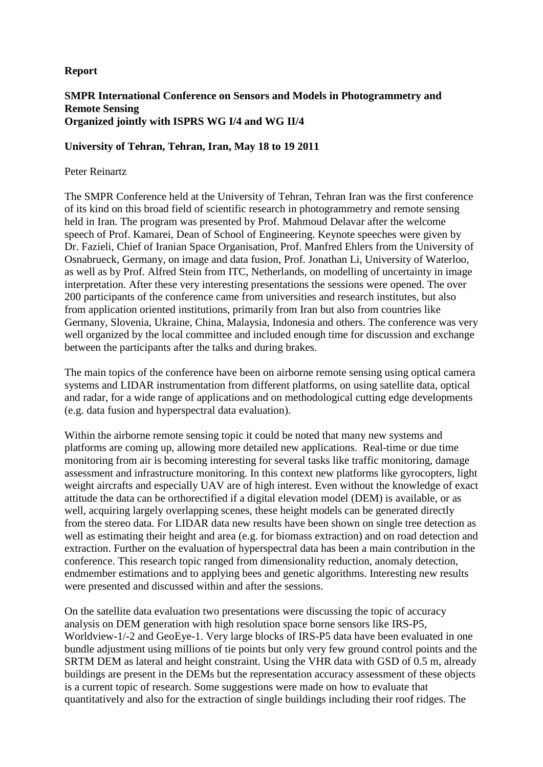**Report**

**SMPR International Conference on Sensors and Models in Photogrammetry and Remote Sensing**
**Organized jointly with ISPRS WG I/4 and WG II/4**

**University of Tehran, Tehran, Iran, May 18 to 19 2011**

Peter Reinartz

The SMPR Conference held at the University of Tehran, Tehran Iran was the first conference of its kind on this broad field of scientific research in photogrammetry and remote sensing held in Iran. The program was presented by Prof. Mahmoud Delavar after the welcome speech of Prof. Kamarei, Dean of School of Engineering. Keynote speeches were given by Dr. Fazieli, Chief of Iranian Space Organisation, Prof. Manfred Ehlers from the University of Osnabrueck, Germany, on image and data fusion, Prof. Jonathan Li, University of Waterloo, as well as by Prof. Alfred Stein from ITC, Netherlands, on modelling of uncertainty in image interpretation. After these very interesting presentations the sessions were opened. The over 200 participants of the conference came from universities and research institutes, but also from application oriented institutions, primarily from Iran but also from countries like Germany, Slovenia, Ukraine, China, Malaysia, Indonesia and others. The conference was very well organized by the local committee and included enough time for discussion and exchange between the participants after the talks and during brakes.

The main topics of the conference have been on airborne remote sensing using optical camera systems and LIDAR instrumentation from different platforms, on using satellite data, optical and radar, for a wide range of applications and on methodological cutting edge developments (e.g. data fusion and hyperspectral data evaluation).

Within the airborne remote sensing topic it could be noted that many new systems and platforms are coming up, allowing more detailed new applications. Real-time or due time monitoring from air is becoming interesting for several tasks like traffic monitoring, damage assessment and infrastructure monitoring. In this context new platforms like gyrocopters, light weight aircrafts and especially UAV are of high interest. Even without the knowledge of exact attitude the data can be orthorectified if a digital elevation model (DEM) is available, or as well, acquiring largely overlapping scenes, these height models can be generated directly from the stereo data. For LIDAR data new results have been shown on single tree detection as well as estimating their height and area (e.g. for biomass extraction) and on road detection and extraction. Further on the evaluation of hyperspectral data has been a main contribution in the conference. This research topic ranged from dimensionality reduction, anomaly detection, endmember estimations and to applying bees and genetic algorithms. Interesting new results were presented and discussed within and after the sessions.

On the satellite data evaluation two presentations were discussing the topic of accuracy analysis on DEM generation with high resolution space borne sensors like IRS-P5, Worldview-1/-2 and GeoEye-1. Very large blocks of IRS-P5 data have been evaluated in one bundle adjustment using millions of tie points but only very few ground control points and the SRTM DEM as lateral and height constraint. Using the VHR data with GSD of 0.5 m, already buildings are present in the DEMs but the representation accuracy assessment of these objects is a current topic of research. Some suggestions were made on how to evaluate that quantitatively and also for the extraction of single buildings including their roof ridges. The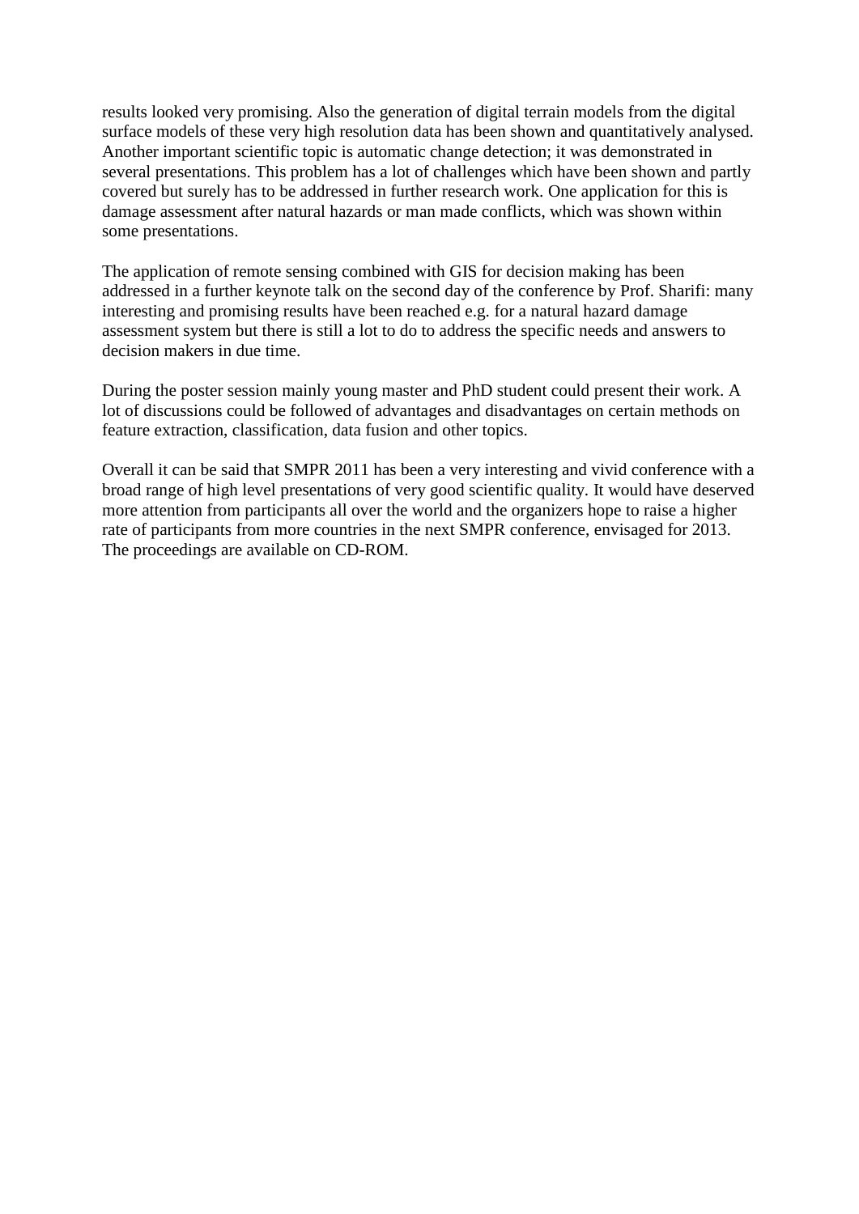results looked very promising. Also the generation of digital terrain models from the digital surface models of these very high resolution data has been shown and quantitatively analysed. Another important scientific topic is automatic change detection; it was demonstrated in several presentations. This problem has a lot of challenges which have been shown and partly covered but surely has to be addressed in further research work. One application for this is damage assessment after natural hazards or man made conflicts, which was shown within some presentations.

The application of remote sensing combined with GIS for decision making has been addressed in a further keynote talk on the second day of the conference by Prof. Sharifi: many interesting and promising results have been reached e.g. for a natural hazard damage assessment system but there is still a lot to do to address the specific needs and answers to decision makers in due time.

During the poster session mainly young master and PhD student could present their work. A lot of discussions could be followed of advantages and disadvantages on certain methods on feature extraction, classification, data fusion and other topics.

Overall it can be said that SMPR 2011 has been a very interesting and vivid conference with a broad range of high level presentations of very good scientific quality. It would have deserved more attention from participants all over the world and the organizers hope to raise a higher rate of participants from more countries in the next SMPR conference, envisaged for 2013. The proceedings are available on CD-ROM.